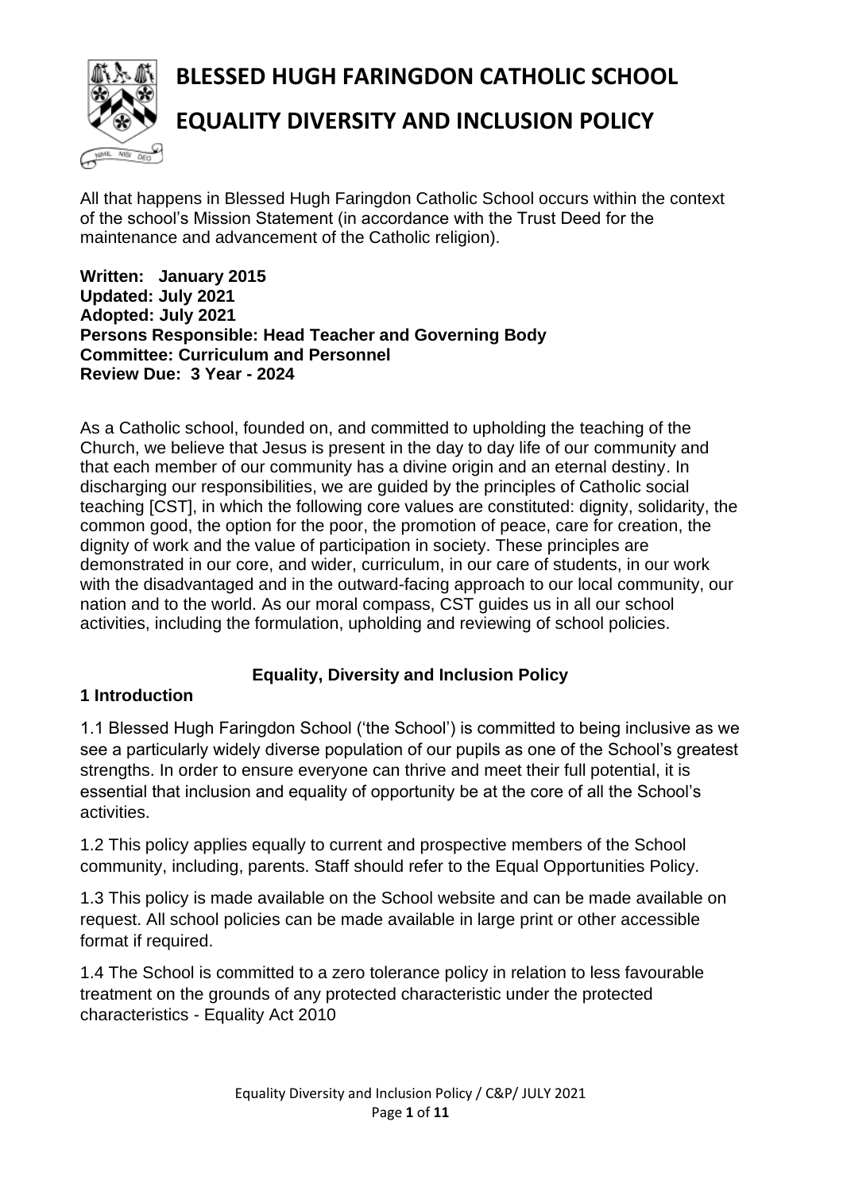# BLESSED HUGH FARINGDON CATHOLIC SCHOOL

# EQUALITY DIVERSITY AND INCLUSION POLICY

All that happens in Blessed Hugh Faringdon Catholic School occurs within the context of the school's Mission Statement (in accordance with the Trust Deed for the maintenance and advancement of the Catholic religion).

**Written: January 2015**
**Updated: July 2021**
**Adopted: July 2021**
**Persons Responsible: Head Teacher and Governing Body**
**Committee: Curriculum and Personnel**
**Review Due: 3 Year - 2024**

As a Catholic school, founded on, and committed to upholding the teaching of the Church, we believe that Jesus is present in the day to day life of our community and that each member of our community has a divine origin and an eternal destiny. In discharging our responsibilities, we are guided by the principles of Catholic social teaching [CST], in which the following core values are constituted: dignity, solidarity, the common good, the option for the poor, the promotion of peace, care for creation, the dignity of work and the value of participation in society. These principles are demonstrated in our core, and wider, curriculum, in our care of students, in our work with the disadvantaged and in the outward-facing approach to our local community, our nation and to the world. As our moral compass, CST guides us in all our school activities, including the formulation, upholding and reviewing of school policies.

## Equality, Diversity and Inclusion Policy

### 1 Introduction

1.1 Blessed Hugh Faringdon School ('the School') is committed to being inclusive as we see a particularly widely diverse population of our pupils as one of the School's greatest strengths. In order to ensure everyone can thrive and meet their full potential, it is essential that inclusion and equality of opportunity be at the core of all the School's activities.

1.2 This policy applies equally to current and prospective members of the School community, including, parents. Staff should refer to the Equal Opportunities Policy.

1.3 This policy is made available on the School website and can be made available on request. All school policies can be made available in large print or other accessible format if required.

1.4 The School is committed to a zero tolerance policy in relation to less favourable treatment on the grounds of any protected characteristic under the protected characteristics - Equality Act 2010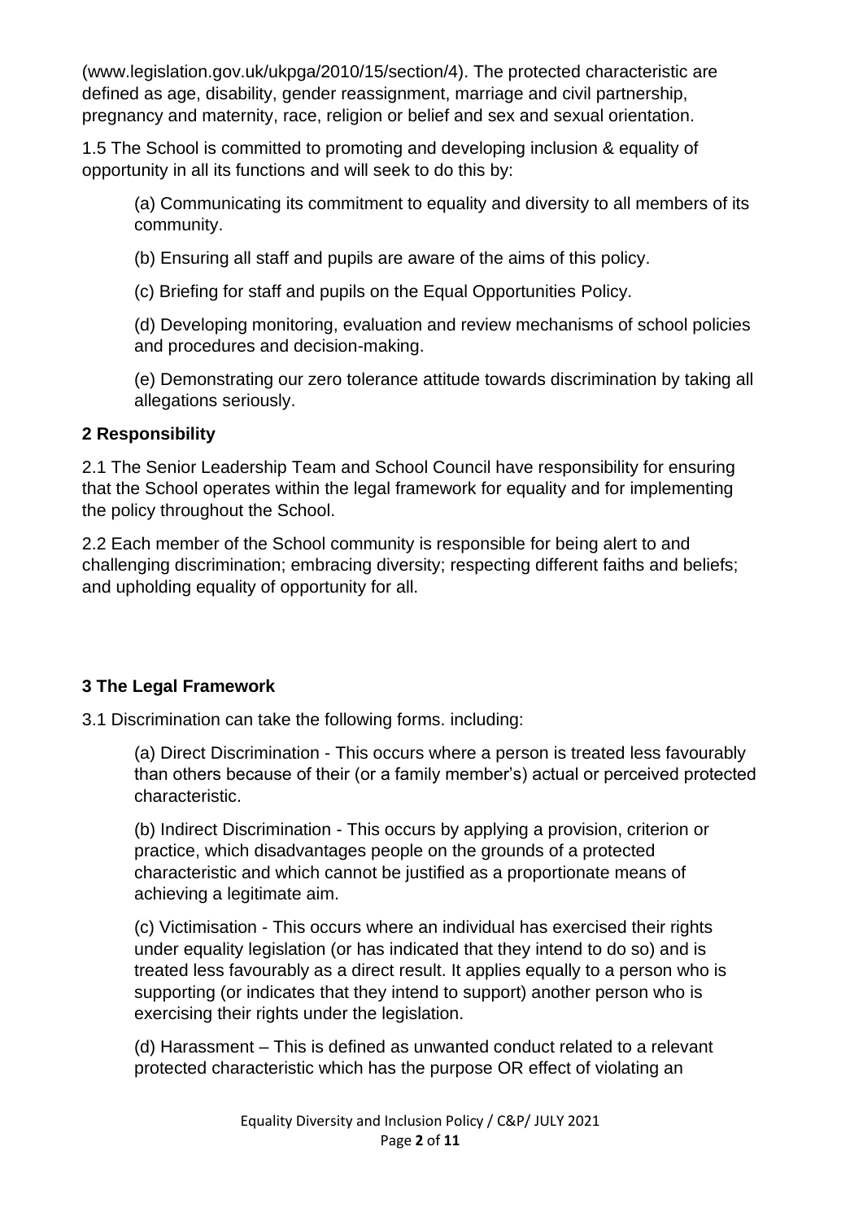(www.legislation.gov.uk/ukpga/2010/15/section/4). The protected characteristic are defined as age, disability, gender reassignment, marriage and civil partnership, pregnancy and maternity, race, religion or belief and sex and sexual orientation.

1.5 The School is committed to promoting and developing inclusion & equality of opportunity in all its functions and will seek to do this by:

(a) Communicating its commitment to equality and diversity to all members of its community.

(b) Ensuring all staff and pupils are aware of the aims of this policy.

(c) Briefing for staff and pupils on the Equal Opportunities Policy.

(d) Developing monitoring, evaluation and review mechanisms of school policies and procedures and decision-making.

(e) Demonstrating our zero tolerance attitude towards discrimination by taking all allegations seriously.

## 2 Responsibility

2.1 The Senior Leadership Team and School Council have responsibility for ensuring that the School operates within the legal framework for equality and for implementing the policy throughout the School.

2.2 Each member of the School community is responsible for being alert to and challenging discrimination; embracing diversity; respecting different faiths and beliefs; and upholding equality of opportunity for all.

## 3 The Legal Framework

3.1 Discrimination can take the following forms. including:

(a) Direct Discrimination - This occurs where a person is treated less favourably than others because of their (or a family member's) actual or perceived protected characteristic.

(b) Indirect Discrimination - This occurs by applying a provision, criterion or practice, which disadvantages people on the grounds of a protected characteristic and which cannot be justified as a proportionate means of achieving a legitimate aim.

(c) Victimisation - This occurs where an individual has exercised their rights under equality legislation (or has indicated that they intend to do so) and is treated less favourably as a direct result. It applies equally to a person who is supporting (or indicates that they intend to support) another person who is exercising their rights under the legislation.

(d) Harassment – This is defined as unwanted conduct related to a relevant protected characteristic which has the purpose OR effect of violating an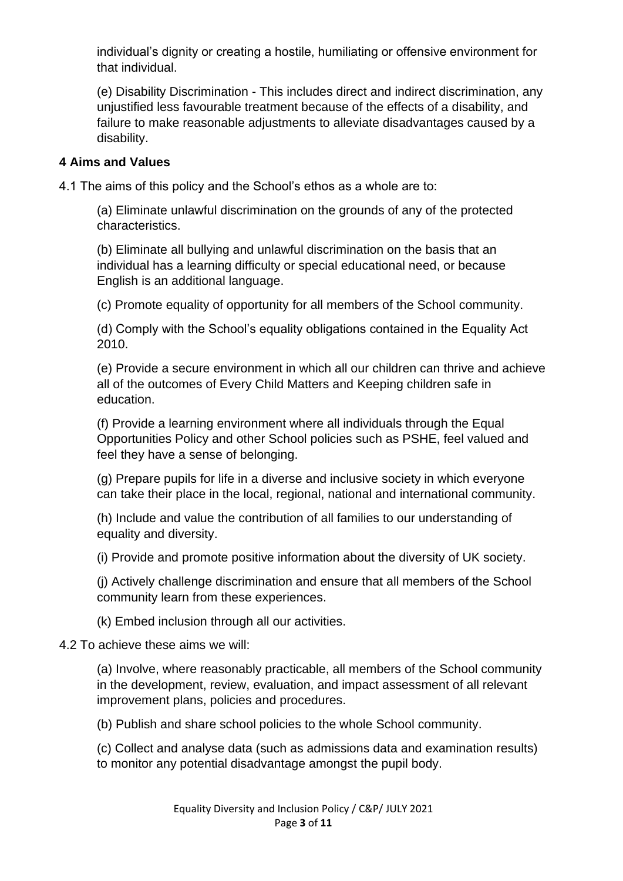individual's dignity or creating a hostile, humiliating or offensive environment for that individual.

(e) Disability Discrimination - This includes direct and indirect discrimination, any unjustified less favourable treatment because of the effects of a disability, and failure to make reasonable adjustments to alleviate disadvantages caused by a disability.

**4 Aims and Values**

4.1 The aims of this policy and the School's ethos as a whole are to:

(a) Eliminate unlawful discrimination on the grounds of any of the protected characteristics.

(b) Eliminate all bullying and unlawful discrimination on the basis that an individual has a learning difficulty or special educational need, or because English is an additional language.

(c) Promote equality of opportunity for all members of the School community.

(d) Comply with the School's equality obligations contained in the Equality Act 2010.

(e) Provide a secure environment in which all our children can thrive and achieve all of the outcomes of Every Child Matters and Keeping children safe in education.

(f) Provide a learning environment where all individuals through the Equal Opportunities Policy and other School policies such as PSHE, feel valued and feel they have a sense of belonging.

(g) Prepare pupils for life in a diverse and inclusive society in which everyone can take their place in the local, regional, national and international community.

(h) Include and value the contribution of all families to our understanding of equality and diversity.

(i) Provide and promote positive information about the diversity of UK society.

(j) Actively challenge discrimination and ensure that all members of the School community learn from these experiences.

(k) Embed inclusion through all our activities.

4.2 To achieve these aims we will:

(a) Involve, where reasonably practicable, all members of the School community in the development, review, evaluation, and impact assessment of all relevant improvement plans, policies and procedures.

(b) Publish and share school policies to the whole School community.

(c) Collect and analyse data (such as admissions data and examination results) to monitor any potential disadvantage amongst the pupil body.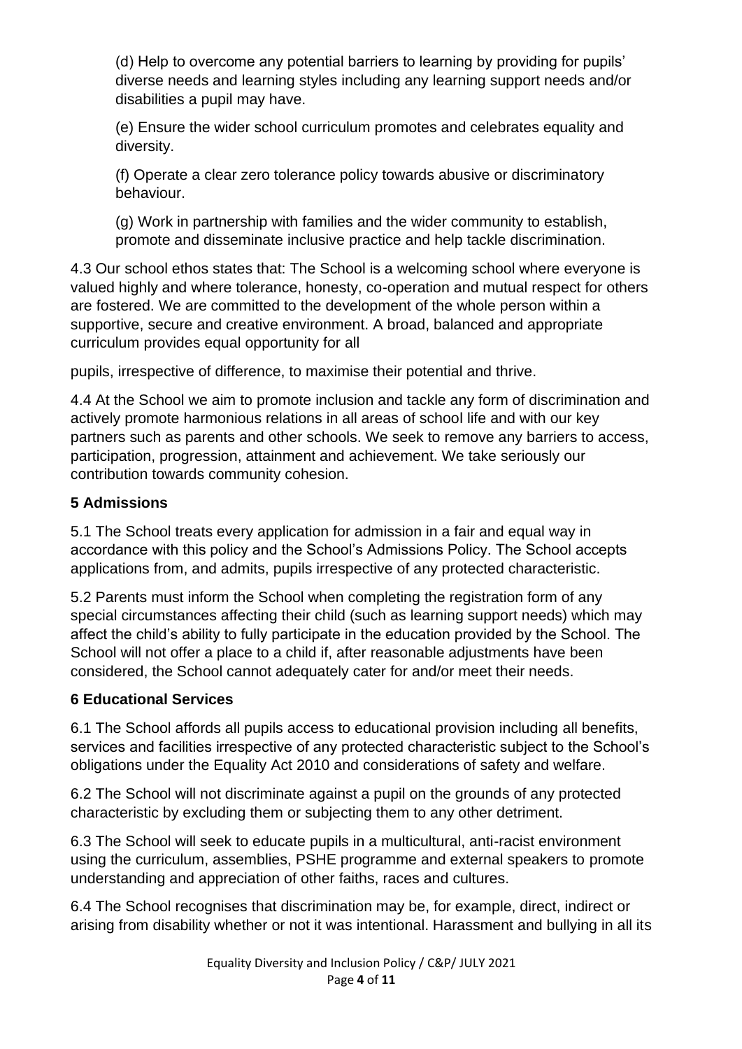(d) Help to overcome any potential barriers to learning by providing for pupils' diverse needs and learning styles including any learning support needs and/or disabilities a pupil may have.

(e) Ensure the wider school curriculum promotes and celebrates equality and diversity.

(f) Operate a clear zero tolerance policy towards abusive or discriminatory behaviour.

(g) Work in partnership with families and the wider community to establish, promote and disseminate inclusive practice and help tackle discrimination.

4.3 Our school ethos states that: The School is a welcoming school where everyone is valued highly and where tolerance, honesty, co-operation and mutual respect for others are fostered. We are committed to the development of the whole person within a supportive, secure and creative environment. A broad, balanced and appropriate curriculum provides equal opportunity for all

pupils, irrespective of difference, to maximise their potential and thrive.

4.4 At the School we aim to promote inclusion and tackle any form of discrimination and actively promote harmonious relations in all areas of school life and with our key partners such as parents and other schools. We seek to remove any barriers to access, participation, progression, attainment and achievement. We take seriously our contribution towards community cohesion.

## 5 Admissions

5.1 The School treats every application for admission in a fair and equal way in accordance with this policy and the School's Admissions Policy. The School accepts applications from, and admits, pupils irrespective of any protected characteristic.

5.2 Parents must inform the School when completing the registration form of any special circumstances affecting their child (such as learning support needs) which may affect the child's ability to fully participate in the education provided by the School. The School will not offer a place to a child if, after reasonable adjustments have been considered, the School cannot adequately cater for and/or meet their needs.

## 6 Educational Services

6.1 The School affords all pupils access to educational provision including all benefits, services and facilities irrespective of any protected characteristic subject to the School's obligations under the Equality Act 2010 and considerations of safety and welfare.

6.2 The School will not discriminate against a pupil on the grounds of any protected characteristic by excluding them or subjecting them to any other detriment.

6.3 The School will seek to educate pupils in a multicultural, anti-racist environment using the curriculum, assemblies, PSHE programme and external speakers to promote understanding and appreciation of other faiths, races and cultures.

6.4 The School recognises that discrimination may be, for example, direct, indirect or arising from disability whether or not it was intentional. Harassment and bullying in all its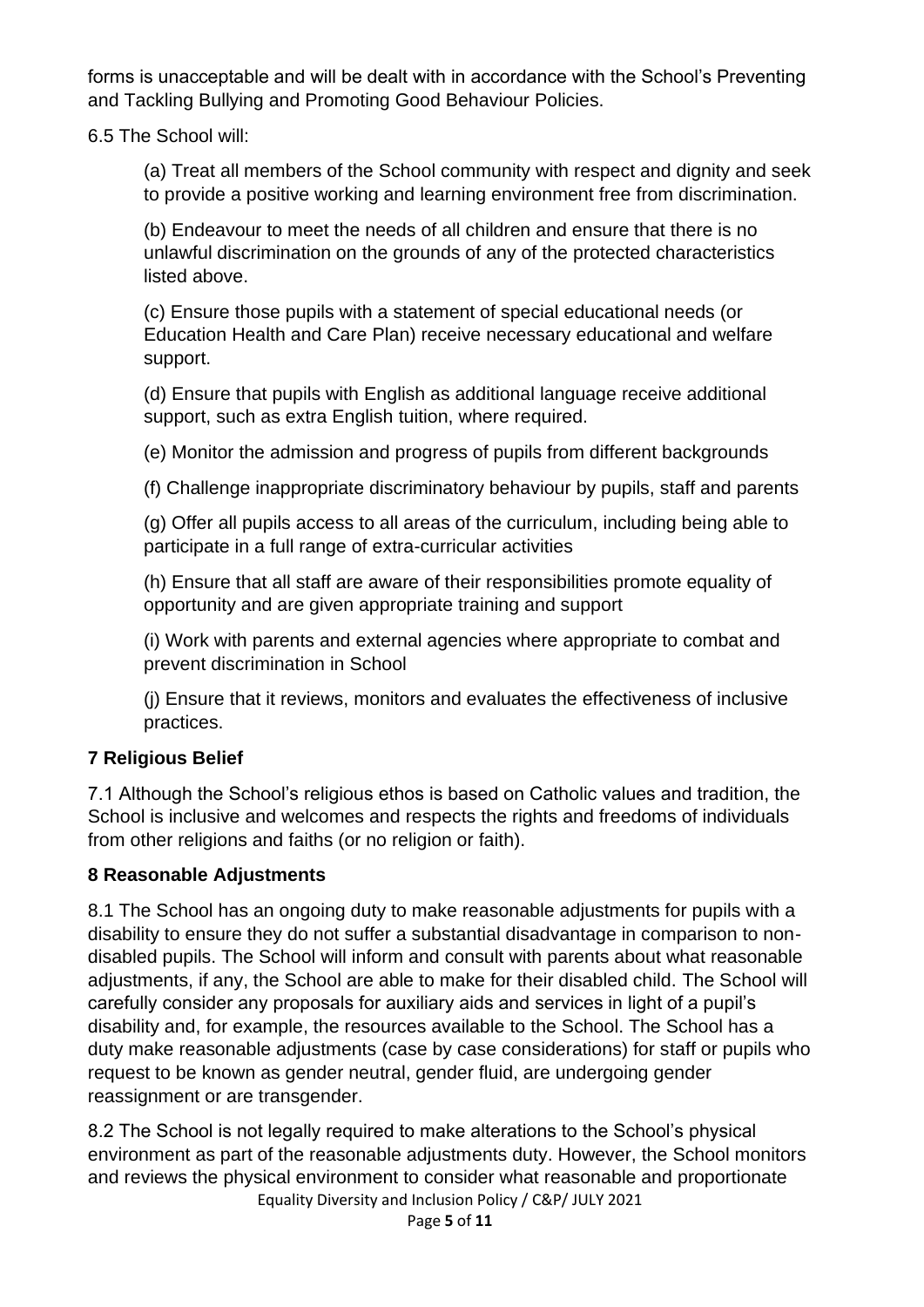forms is unacceptable and will be dealt with in accordance with the School's Preventing and Tackling Bullying and Promoting Good Behaviour Policies.

6.5 The School will:

(a) Treat all members of the School community with respect and dignity and seek to provide a positive working and learning environment free from discrimination.

(b) Endeavour to meet the needs of all children and ensure that there is no unlawful discrimination on the grounds of any of the protected characteristics listed above.

(c) Ensure those pupils with a statement of special educational needs (or Education Health and Care Plan) receive necessary educational and welfare support.

(d) Ensure that pupils with English as additional language receive additional support, such as extra English tuition, where required.

(e) Monitor the admission and progress of pupils from different backgrounds

(f) Challenge inappropriate discriminatory behaviour by pupils, staff and parents

(g) Offer all pupils access to all areas of the curriculum, including being able to participate in a full range of extra-curricular activities

(h) Ensure that all staff are aware of their responsibilities promote equality of opportunity and are given appropriate training and support

(i) Work with parents and external agencies where appropriate to combat and prevent discrimination in School

(j) Ensure that it reviews, monitors and evaluates the effectiveness of inclusive practices.

## 7 Religious Belief

7.1 Although the School's religious ethos is based on Catholic values and tradition, the School is inclusive and welcomes and respects the rights and freedoms of individuals from other religions and faiths (or no religion or faith).

## 8 Reasonable Adjustments

8.1 The School has an ongoing duty to make reasonable adjustments for pupils with a disability to ensure they do not suffer a substantial disadvantage in comparison to non-disabled pupils. The School will inform and consult with parents about what reasonable adjustments, if any, the School are able to make for their disabled child. The School will carefully consider any proposals for auxiliary aids and services in light of a pupil's disability and, for example, the resources available to the School. The School has a duty make reasonable adjustments (case by case considerations) for staff or pupils who request to be known as gender neutral, gender fluid, are undergoing gender reassignment or are transgender.

8.2 The School is not legally required to make alterations to the School's physical environment as part of the reasonable adjustments duty. However, the School monitors and reviews the physical environment to consider what reasonable and proportionate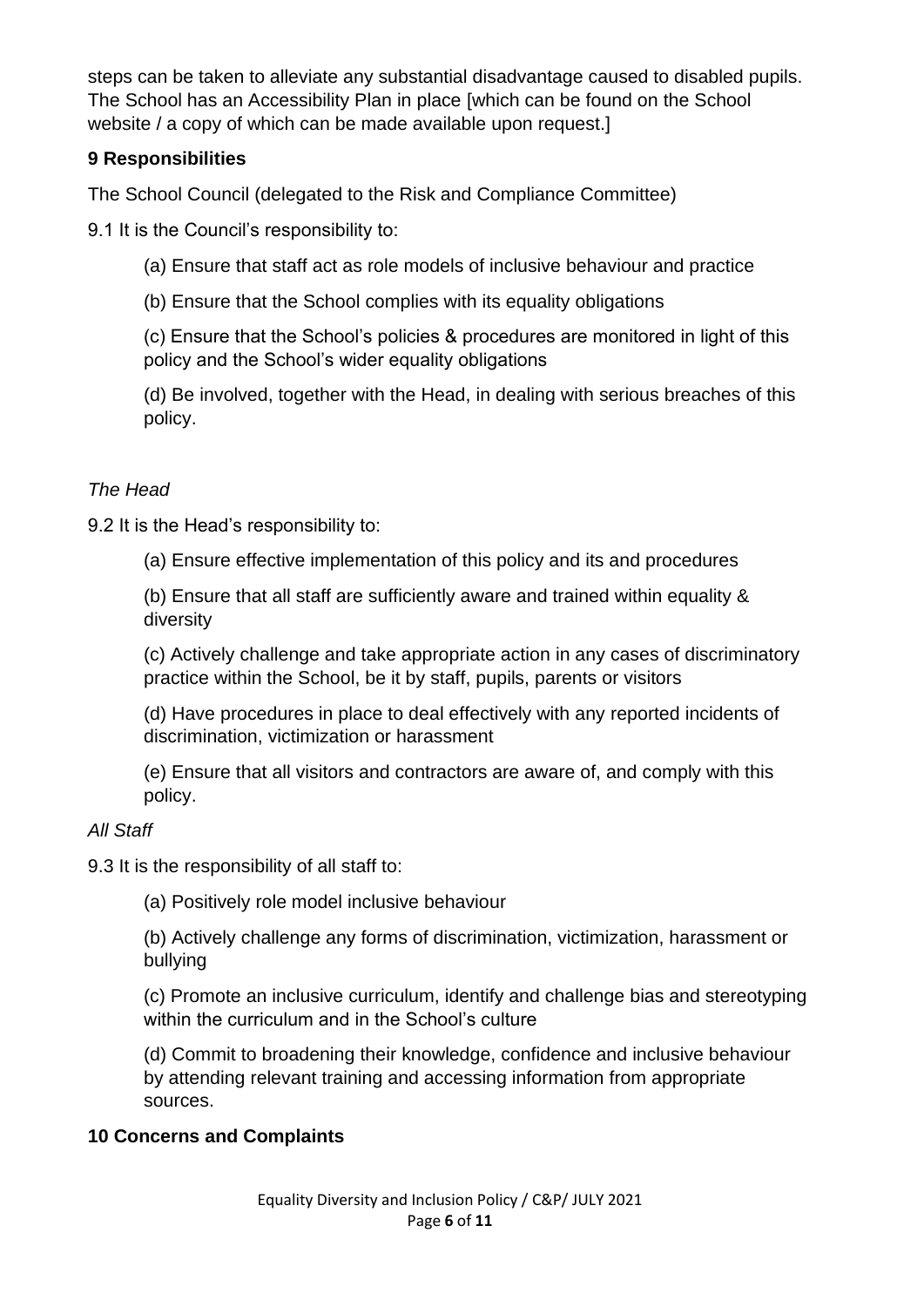steps can be taken to alleviate any substantial disadvantage caused to disabled pupils. The School has an Accessibility Plan in place [which can be found on the School website / a copy of which can be made available upon request.]

## 9 Responsibilities

The School Council (delegated to the Risk and Compliance Committee)

9.1 It is the Council's responsibility to:

(a) Ensure that staff act as role models of inclusive behaviour and practice

(b) Ensure that the School complies with its equality obligations

(c) Ensure that the School's policies & procedures are monitored in light of this policy and the School's wider equality obligations

(d) Be involved, together with the Head, in dealing with serious breaches of this policy.

*The Head*

9.2 It is the Head's responsibility to:

(a) Ensure effective implementation of this policy and its and procedures

(b) Ensure that all staff are sufficiently aware and trained within equality & diversity

(c) Actively challenge and take appropriate action in any cases of discriminatory practice within the School, be it by staff, pupils, parents or visitors

(d) Have procedures in place to deal effectively with any reported incidents of discrimination, victimization or harassment

(e) Ensure that all visitors and contractors are aware of, and comply with this policy.

*All Staff*

9.3 It is the responsibility of all staff to:

(a) Positively role model inclusive behaviour

(b) Actively challenge any forms of discrimination, victimization, harassment or bullying

(c) Promote an inclusive curriculum, identify and challenge bias and stereotyping within the curriculum and in the School's culture

(d) Commit to broadening their knowledge, confidence and inclusive behaviour by attending relevant training and accessing information from appropriate sources.

## 10 Concerns and Complaints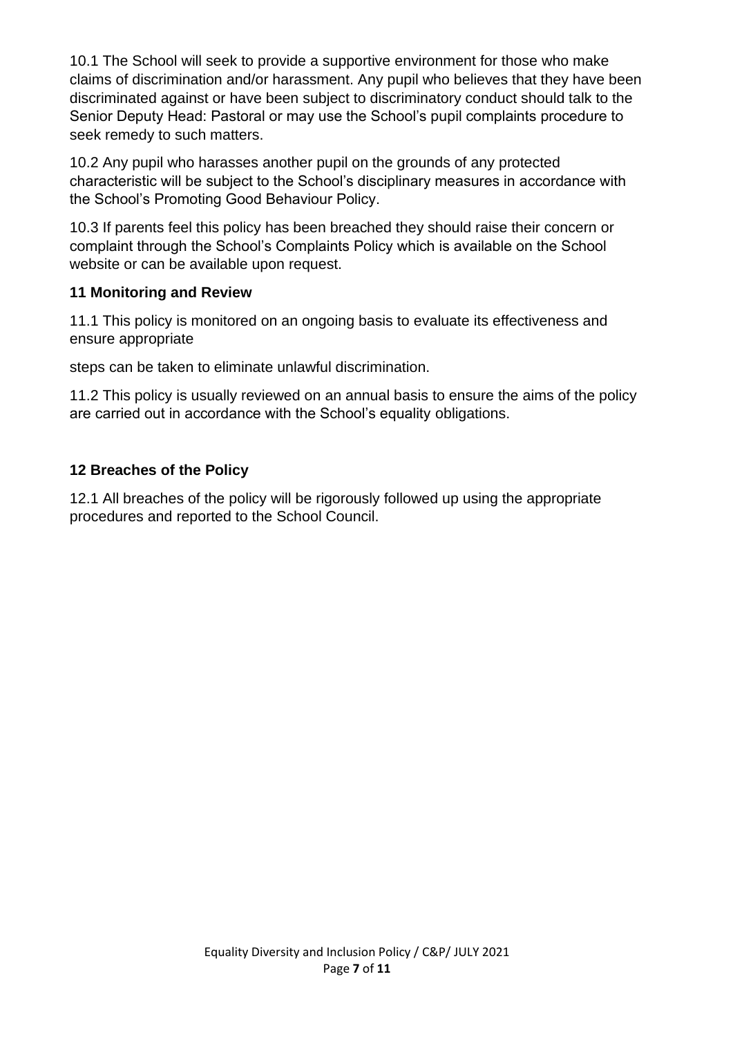10.1 The School will seek to provide a supportive environment for those who make claims of discrimination and/or harassment. Any pupil who believes that they have been discriminated against or have been subject to discriminatory conduct should talk to the Senior Deputy Head: Pastoral or may use the School's pupil complaints procedure to seek remedy to such matters.

10.2 Any pupil who harasses another pupil on the grounds of any protected characteristic will be subject to the School's disciplinary measures in accordance with the School's Promoting Good Behaviour Policy.

10.3 If parents feel this policy has been breached they should raise their concern or complaint through the School's Complaints Policy which is available on the School website or can be available upon request.

## 11 Monitoring and Review

11.1 This policy is monitored on an ongoing basis to evaluate its effectiveness and ensure appropriate

steps can be taken to eliminate unlawful discrimination.

11.2 This policy is usually reviewed on an annual basis to ensure the aims of the policy are carried out in accordance with the School's equality obligations.

## 12 Breaches of the Policy

12.1 All breaches of the policy will be rigorously followed up using the appropriate procedures and reported to the School Council.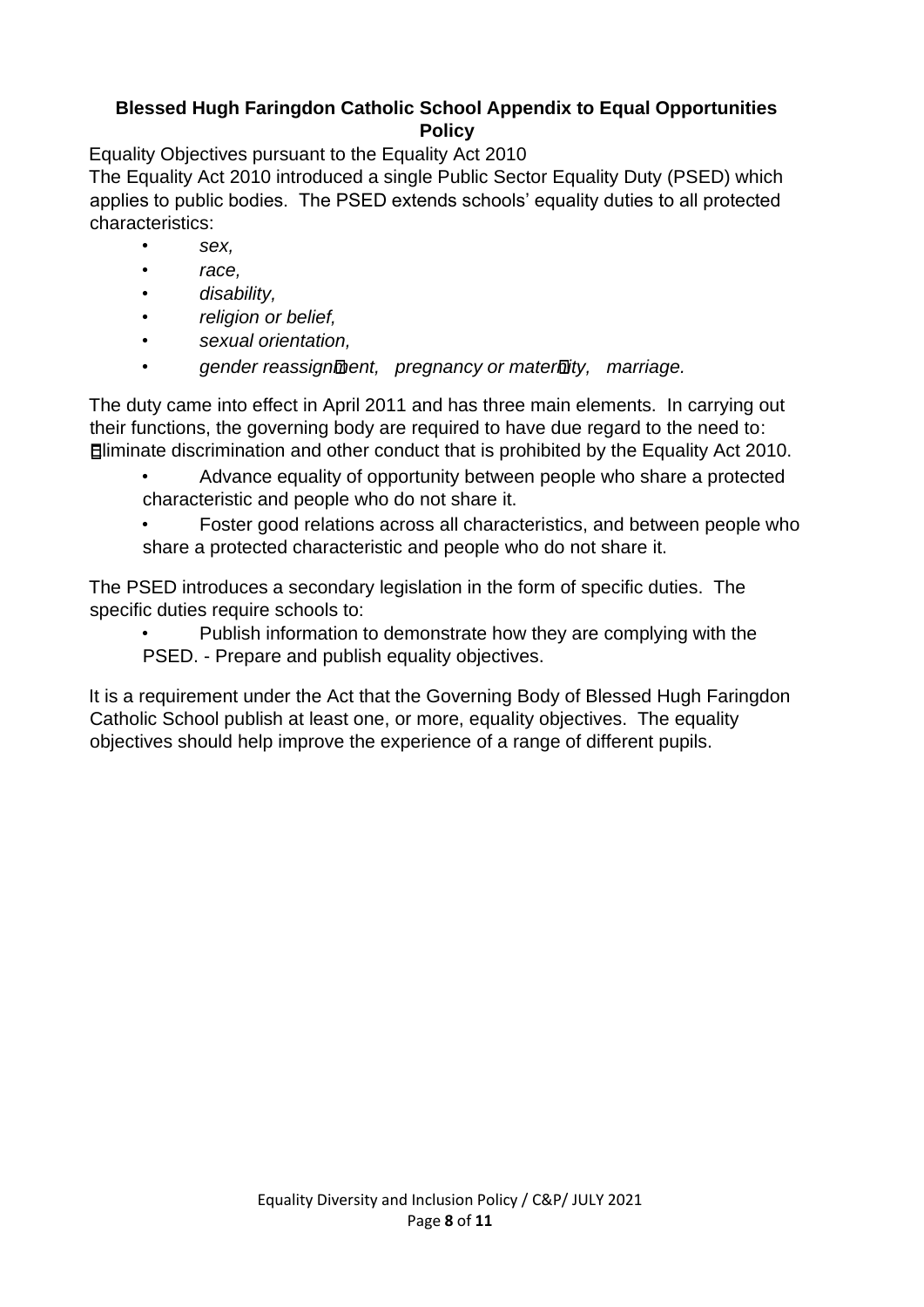**Blessed Hugh Faringdon Catholic School Appendix to Equal Opportunities Policy**

Equality Objectives pursuant to the Equality Act 2010

The Equality Act 2010 introduced a single Public Sector Equality Duty (PSED) which applies to public bodies. The PSED extends schools' equality duties to all protected characteristics:

- *sex,*
- *race,*
- *disability,*
- *religion or belief,*
- *sexual orientation,*
- *gender reassignment, pregnancy or maternity, marriage.*

The duty came into effect in April 2011 and has three main elements. In carrying out their functions, the governing body are required to have due regard to the need to: Eliminate discrimination and other conduct that is prohibited by the Equality Act 2010.

- Advance equality of opportunity between people who share a protected characteristic and people who do not share it.
- Foster good relations across all characteristics, and between people who share a protected characteristic and people who do not share it.

The PSED introduces a secondary legislation in the form of specific duties. The specific duties require schools to:

- Publish information to demonstrate how they are complying with the PSED. - Prepare and publish equality objectives.

It is a requirement under the Act that the Governing Body of Blessed Hugh Faringdon Catholic School publish at least one, or more, equality objectives. The equality objectives should help improve the experience of a range of different pupils.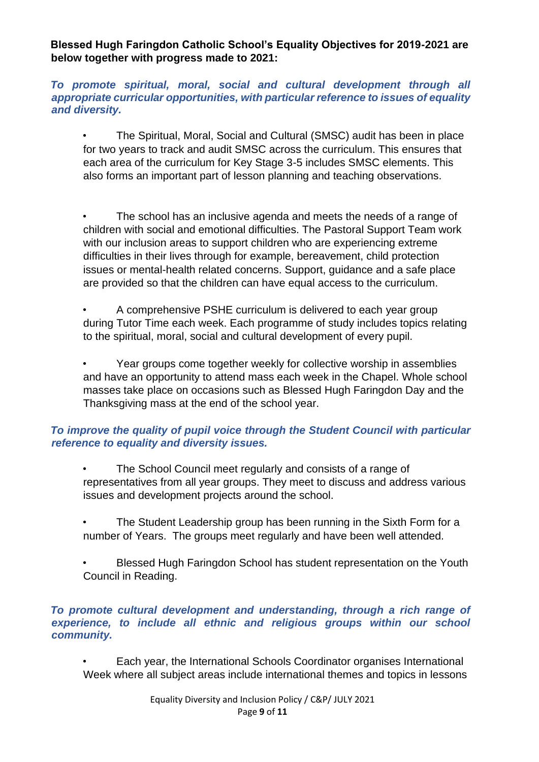**Blessed Hugh Faringdon Catholic School's Equality Objectives for 2019-2021 are below together with progress made to 2021:**

***To promote spiritual, moral, social and cultural development through all appropriate curricular opportunities, with particular reference to issues of equality and diversity.***

- The Spiritual, Moral, Social and Cultural (SMSC) audit has been in place for two years to track and audit SMSC across the curriculum. This ensures that each area of the curriculum for Key Stage 3-5 includes SMSC elements. This also forms an important part of lesson planning and teaching observations.

- The school has an inclusive agenda and meets the needs of a range of children with social and emotional difficulties. The Pastoral Support Team work with our inclusion areas to support children who are experiencing extreme difficulties in their lives through for example, bereavement, child protection issues or mental-health related concerns. Support, guidance and a safe place are provided so that the children can have equal access to the curriculum.

- A comprehensive PSHE curriculum is delivered to each year group during Tutor Time each week. Each programme of study includes topics relating to the spiritual, moral, social and cultural development of every pupil.

- Year groups come together weekly for collective worship in assemblies and have an opportunity to attend mass each week in the Chapel. Whole school masses take place on occasions such as Blessed Hugh Faringdon Day and the Thanksgiving mass at the end of the school year.

***To improve the quality of pupil voice through the Student Council with particular reference to equality and diversity issues.***

- The School Council meet regularly and consists of a range of representatives from all year groups. They meet to discuss and address various issues and development projects around the school.

- The Student Leadership group has been running in the Sixth Form for a number of Years. The groups meet regularly and have been well attended.

- Blessed Hugh Faringdon School has student representation on the Youth Council in Reading.

***To promote cultural development and understanding, through a rich range of experience, to include all ethnic and religious groups within our school community.***

- Each year, the International Schools Coordinator organises International Week where all subject areas include international themes and topics in lessons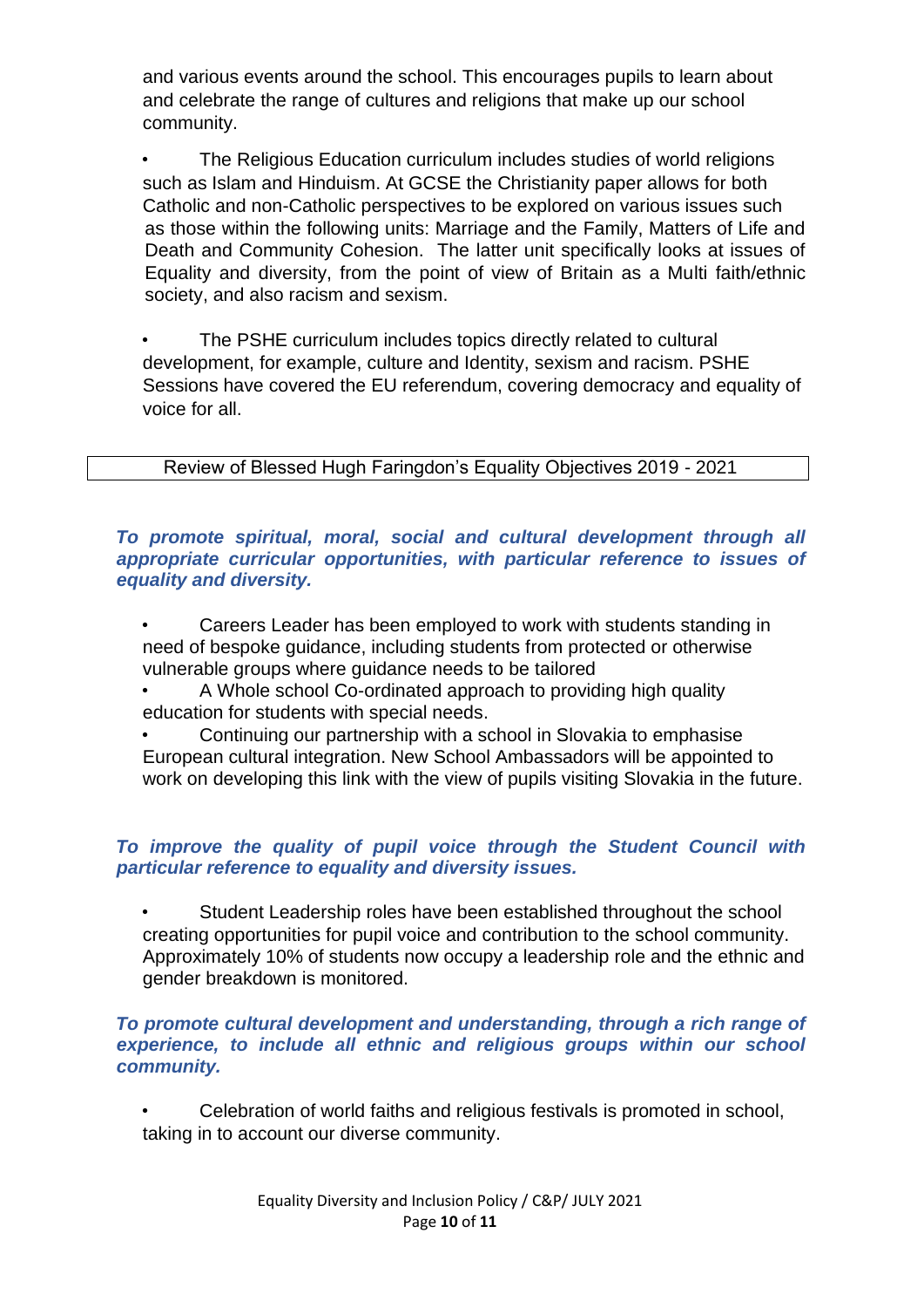and various events around the school. This encourages pupils to learn about and celebrate the range of cultures and religions that make up our school community.

- The Religious Education curriculum includes studies of world religions such as Islam and Hinduism. At GCSE the Christianity paper allows for both Catholic and non-Catholic perspectives to be explored on various issues such as those within the following units: Marriage and the Family, Matters of Life and Death and Community Cohesion. The latter unit specifically looks at issues of Equality and diversity, from the point of view of Britain as a Multi faith/ethnic society, and also racism and sexism.

- The PSHE curriculum includes topics directly related to cultural development, for example, culture and Identity, sexism and racism. PSHE Sessions have covered the EU referendum, covering democracy and equality of voice for all.

## Review of Blessed Hugh Faringdon's Equality Objectives 2019 - 2021

***To promote spiritual, moral, social and cultural development through all appropriate curricular opportunities, with particular reference to issues of equality and diversity.***

- Careers Leader has been employed to work with students standing in need of bespoke guidance, including students from protected or otherwise vulnerable groups where guidance needs to be tailored
- A Whole school Co-ordinated approach to providing high quality education for students with special needs.
- Continuing our partnership with a school in Slovakia to emphasise European cultural integration. New School Ambassadors will be appointed to work on developing this link with the view of pupils visiting Slovakia in the future.

***To improve the quality of pupil voice through the Student Council with particular reference to equality and diversity issues.***

- Student Leadership roles have been established throughout the school creating opportunities for pupil voice and contribution to the school community. Approximately 10% of students now occupy a leadership role and the ethnic and gender breakdown is monitored.

***To promote cultural development and understanding, through a rich range of experience, to include all ethnic and religious groups within our school community.***

- Celebration of world faiths and religious festivals is promoted in school, taking in to account our diverse community.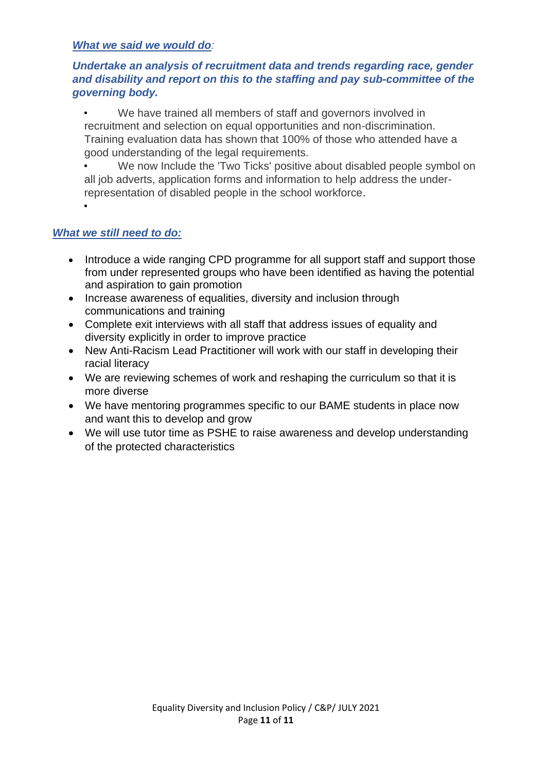***What we said we would do:***

***Undertake an analysis of recruitment data and trends regarding race, gender and disability and report on this to the staffing and pay sub-committee of the governing body.***

- We have trained all members of staff and governors involved in recruitment and selection on equal opportunities and non-discrimination. Training evaluation data has shown that 100% of those who attended have a good understanding of the legal requirements.
- We now Include the 'Two Ticks' positive about disabled people symbol on all job adverts, application forms and information to help address the under-representation of disabled people in the school workforce.

***What we still need to do:***

- Introduce a wide ranging CPD programme for all support staff and support those from under represented groups who have been identified as having the potential and aspiration to gain promotion
- Increase awareness of equalities, diversity and inclusion through communications and training
- Complete exit interviews with all staff that address issues of equality and diversity explicitly in order to improve practice
- New Anti-Racism Lead Practitioner will work with our staff in developing their racial literacy
- We are reviewing schemes of work and reshaping the curriculum so that it is more diverse
- We have mentoring programmes specific to our BAME students in place now and want this to develop and grow
- We will use tutor time as PSHE to raise awareness and develop understanding of the protected characteristics